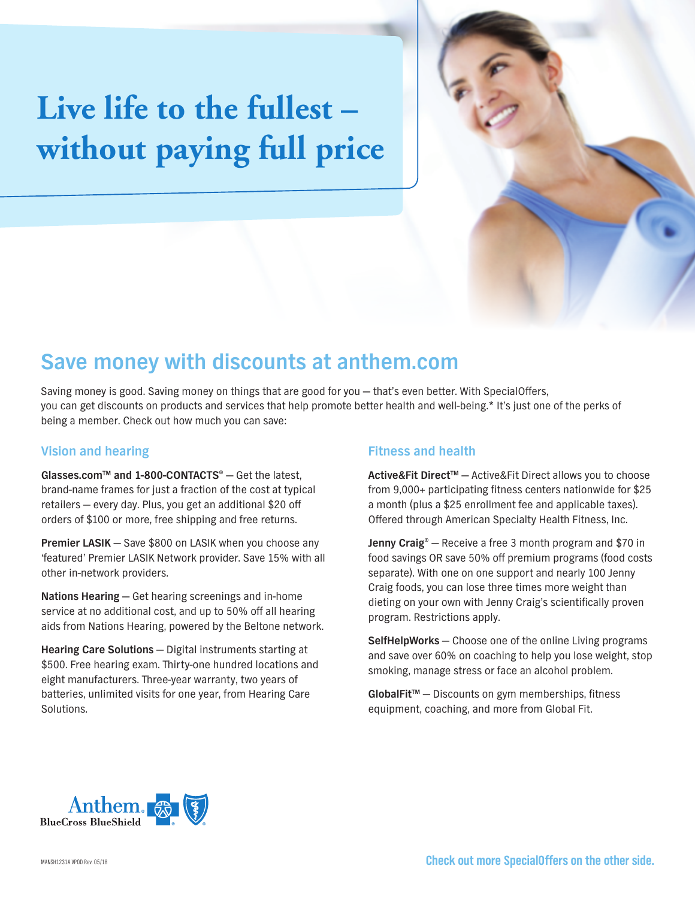# Live life to the fullest – without paying full price

## Save money with discounts at anthem.com

Saving money is good. Saving money on things that are good for you — that's even better. With SpecialOffers, you can get discounts on products and services that help promote better health and well-being.* It's just one of the perks of being a member. Check out how much you can save:

### Vision and hearing

**Glasses.com™ and 1-800-CONTACTS®** — Get the latest, brand-name frames for just a fraction of the cost at typical retailers — every day. Plus, you get an additional $20 off orders of $100 or more, free shipping and free returns.

**Premier LASIK** — Save $800 on LASIK when you choose any 'featured' Premier LASIK Network provider. Save 15% with all other in-network providers.

**Nations Hearing** — Get hearing screenings and in-home service at no additional cost, and up to 50% off all hearing aids from Nations Hearing, powered by the Beltone network.

**Hearing Care Solutions** — Digital instruments starting at $500. Free hearing exam. Thirty-one hundred locations and eight manufacturers. Three-year warranty, two years of batteries, unlimited visits for one year, from Hearing Care Solutions.

### Fitness and health

**Active&Fit Direct™** — Active&Fit Direct allows you to choose from 9,000+ participating fitness centers nationwide for $25 a month (plus a $25 enrollment fee and applicable taxes). Offered through American Specialty Health Fitness, Inc.

**Jenny Craig®** — Receive a free 3 month program and $70 in food savings OR save 50% off premium programs (food costs separate). With one on one support and nearly 100 Jenny Craig foods, you can lose three times more weight than dieting on your own with Jenny Craig's scientifically proven program. Restrictions apply.

**SelfHelpWorks** — Choose one of the online Living programs and save over 60% on coaching to help you lose weight, stop smoking, manage stress or face an alcohol problem.

**GlobalFit™** — Discounts on gym memberships, fitness equipment, coaching, and more from Global Fit.

Anthem BlueCross BlueShield

MANSH1231A VPOD Rev. 05/18

**Check out more SpecialOffers on the other side.**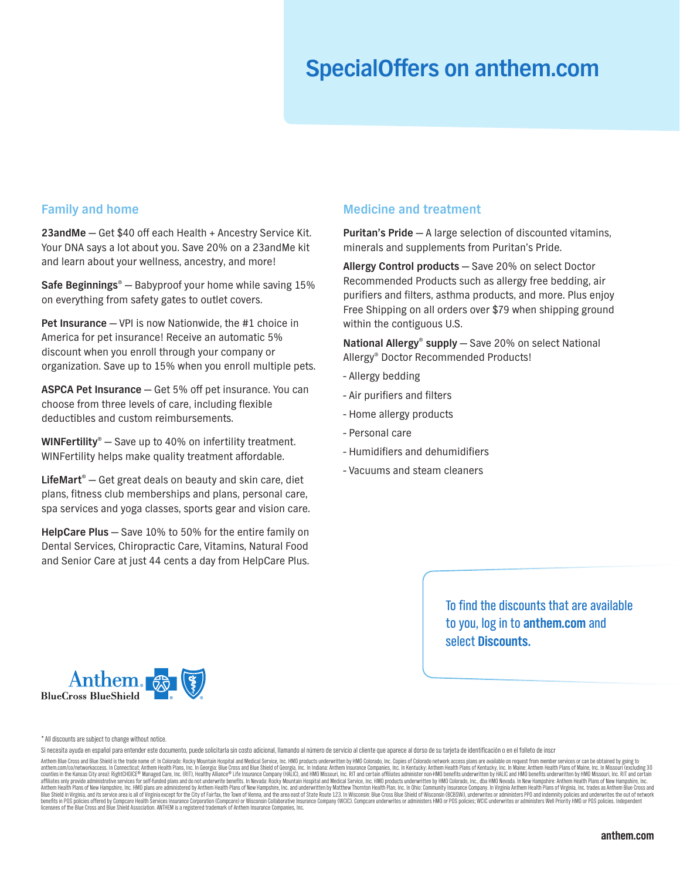# SpecialOffers on anthem.com

## Family and home

**23andMe** — Get $40 off each Health + Ancestry Service Kit. Your DNA says a lot about you. Save 20% on a 23andMe kit and learn about your wellness, ancestry, and more!

**Safe Beginnings®** — Babyproof your home while saving 15% on everything from safety gates to outlet covers.

**Pet Insurance** — VPI is now Nationwide, the #1 choice in America for pet insurance! Receive an automatic 5% discount when you enroll through your company or organization. Save up to 15% when you enroll multiple pets.

**ASPCA Pet Insurance** — Get 5% off pet insurance. You can choose from three levels of care, including flexible deductibles and custom reimbursements.

**WINFertility®** — Save up to 40% on infertility treatment. WINFertility helps make quality treatment affordable.

**LifeMart®** — Get great deals on beauty and skin care, diet plans, fitness club memberships and plans, personal care, spa services and yoga classes, sports gear and vision care.

**HelpCare Plus** — Save 10% to 50% for the entire family on Dental Services, Chiropractic Care, Vitamins, Natural Food and Senior Care at just 44 cents a day from HelpCare Plus.

## Medicine and treatment

**Puritan's Pride** — A large selection of discounted vitamins, minerals and supplements from Puritan's Pride.

**Allergy Control products** — Save 20% on select Doctor Recommended Products such as allergy free bedding, air purifiers and filters, asthma products, and more. Plus enjoy Free Shipping on all orders over $79 when shipping ground within the contiguous U.S.

**National Allergy® supply** — Save 20% on select National Allergy® Doctor Recommended Products!

- Allergy bedding
- Air purifiers and filters
- Home allergy products
- Personal care
- Humidifiers and dehumidifiers
- Vacuums and steam cleaners

To find the discounts that are available to you, log in to **anthem.com** and select **Discounts.**

Anthem BlueCross BlueShield

* All discounts are subject to change without notice.

Si necesita ayuda en español para entender este documento, puede solicitarla sin costo adicional, llamando al número de servicio al cliente que aparece al dorso de su tarjeta de identificación o en el folleto de inscr

Anthem Blue Cross and Blue Shield is the trade name of: In Colorado: Rocky Mountain Hospital and Medical Service, Inc. HMO products underwritten by HMO Colorado, Inc. Copies of Colorado network access plans are available on request from member services or can be obtained by going to anthem.com/co/networkaccess. In Connecticut: Anthem Health Plans, Inc. In Georgia: Blue Cross and Blue Shield of Georgia, Inc. In Indiana: Anthem Insurance Companies, Inc. In Kentucky: Anthem Health Plans of Kentucky, Inc. In Maine: Anthem Health Plans of Maine, Inc. In Missouri (excluding 30 counties in the Kansas City area): RightCHOICE® Managed Care, Inc. (RIT), Healthy Alliance® Life Insurance Company (HALIC), and HMO Missouri, Inc. RIT and certain affiliates administer non-HMO benefits underwritten by HALIC and HMO benefits underwritten by HMO Missouri, Inc. RIT and certain affiliates only provide administrative services for self-funded plans and do not underwrite benefits. In Nevada: Rocky Mountain Hospital and Medical Service, Inc. HMO products underwritten by HMO Colorado, Inc., dba HMO Nevada. In New Hampshire: Anthem Health Plans of New Hampshire, Inc. HMO plans are administered by Anthem Health Plans of New Hampshire, Inc. and underwritten by Matthew Thornton Health Plan, Inc. In Ohio: Community Insurance Company. In Virginia Anthem Health Plans of Virginia, Inc. trades as Anthem Blue Cross and Blue Shield in Virginia, and its service area is all of Virginia except for the City of Fairfax, the Town of Vienna, and the area east of State Route 123. In Wisconsin: Blue Cross Blue Shield of Wisconsin (BCBSWi), underwrites or administers PPO and indemnity policies and underwrites the out of network benefits in POS policies offered by Compcare Health Services Insurance Corporation (Compcare) or Wisconsin Collaborative Insurance Company (WCIC). Compcare underwrites or administers HMO or POS policies; WCIC underwrites or administers Well Priority HMO or POS policies. Independent licensees of the Blue Cross and Blue Shield Association. ANTHEM is a registered trademark of Anthem Insurance Companies, Inc.

anthem.com